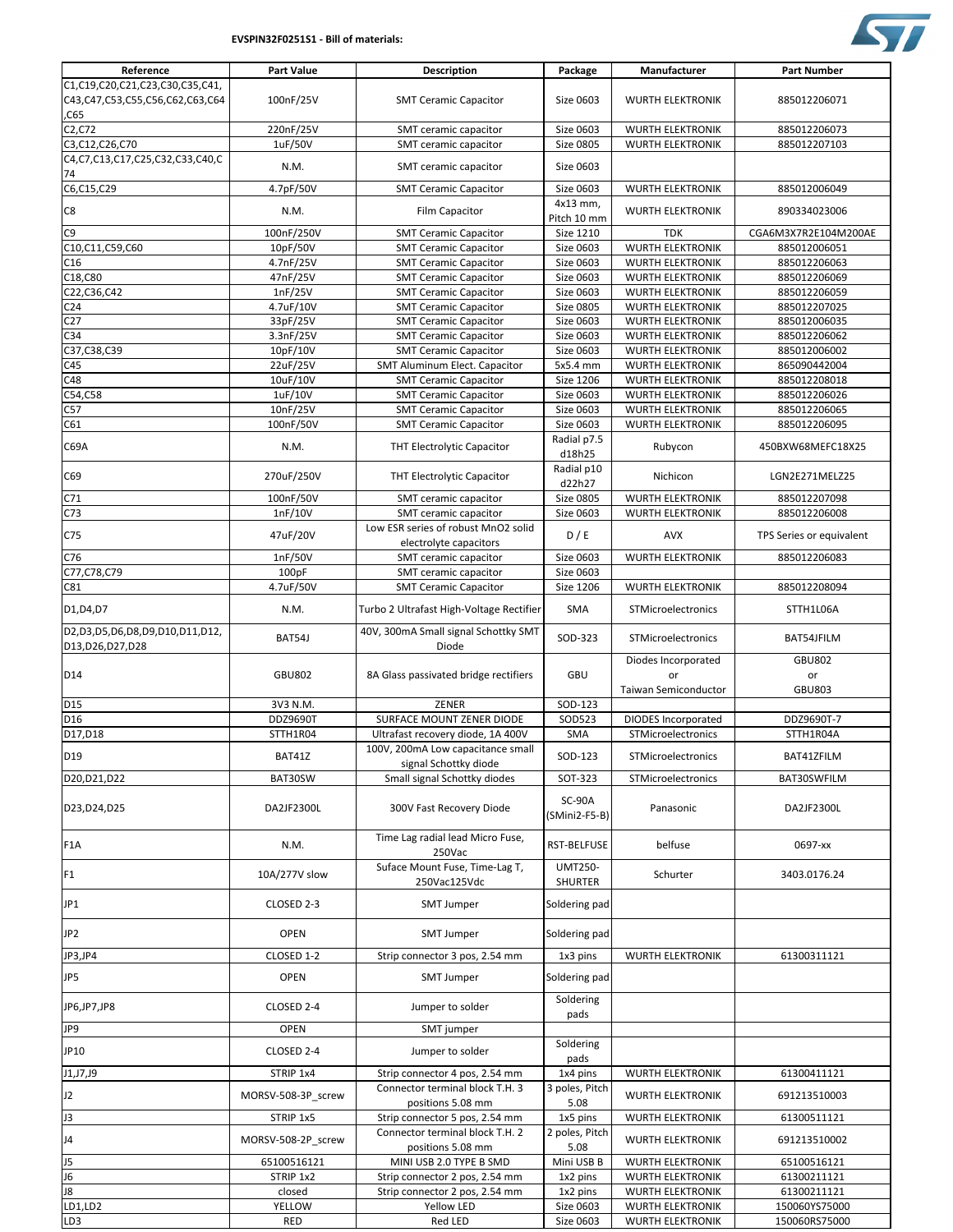**EVSPIN32F0251S1 - Bill of materials:**

| Reference | Part Value | Description | Package | Manufacturer | Part Number |
|---|---|---|---|---|---|
| C1,C19,C20,C21,C23,C30,C35,C41,C43,C47,C53,C55,C56,C62,C63,C64,C65 | 100nF/25V | SMT Ceramic Capacitor | Size 0603 | WURTH ELEKTRONIK | 885012206071 |
| C2,C72 | 220nF/25V | SMT ceramic capacitor | Size 0603 | WURTH ELEKTRONIK | 885012206073 |
| C3,C12,C26,C70 | 1uF/50V | SMT ceramic capacitor | Size 0805 | WURTH ELEKTRONIK | 885012207103 |
| C4,C7,C13,C17,C25,C32,C33,C40,C74 | N.M. | SMT ceramic capacitor | Size 0603 | | |
| C6,C15,C29 | 4.7pF/50V | SMT Ceramic Capacitor | Size 0603 | WURTH ELEKTRONIK | 885012006049 |
| C8 | N.M. | Film Capacitor | 4x13 mm, Pitch 10 mm | WURTH ELEKTRONIK | 890334023006 |
| C9 | 100nF/250V | SMT Ceramic Capacitor | Size 1210 | TDK | CGA6M3X7R2E104M200AE |
| C10,C11,C59,C60 | 10pF/50V | SMT Ceramic Capacitor | Size 0603 | WURTH ELEKTRONIK | 885012006051 |
| C16 | 4.7nF/25V | SMT Ceramic Capacitor | Size 0603 | WURTH ELEKTRONIK | 885012206063 |
| C18,C80 | 47nF/25V | SMT Ceramic Capacitor | Size 0603 | WURTH ELEKTRONIK | 885012206069 |
| C22,C36,C42 | 1nF/25V | SMT Ceramic Capacitor | Size 0603 | WURTH ELEKTRONIK | 885012206059 |
| C24 | 4.7uF/10V | SMT Ceramic Capacitor | Size 0805 | WURTH ELEKTRONIK | 885012207025 |
| C27 | 33pF/25V | SMT Ceramic Capacitor | Size 0603 | WURTH ELEKTRONIK | 885012006035 |
| C34 | 3.3nF/25V | SMT Ceramic Capacitor | Size 0603 | WURTH ELEKTRONIK | 885012206062 |
| C37,C38,C39 | 10pF/10V | SMT Ceramic Capacitor | Size 0603 | WURTH ELEKTRONIK | 885012006002 |
| C45 | 22uF/25V | SMT Aluminum Elect. Capacitor | 5x5.4 mm | WURTH ELEKTRONIK | 865090442004 |
| C48 | 10uF/10V | SMT Ceramic Capacitor | Size 1206 | WURTH ELEKTRONIK | 885012208018 |
| C54,C58 | 1uF/10V | SMT Ceramic Capacitor | Size 0603 | WURTH ELEKTRONIK | 885012206026 |
| C57 | 10nF/25V | SMT Ceramic Capacitor | Size 0603 | WURTH ELEKTRONIK | 885012206065 |
| C61 | 100nF/50V | SMT Ceramic Capacitor | Size 0603 | WURTH ELEKTRONIK | 885012206095 |
| C69A | N.M. | THT Electrolytic Capacitor | Radial p7.5 d18h25 | Rubycon | 450BXW68MEFC18X25 |
| C69 | 270uF/250V | THT Electrolytic Capacitor | Radial p10 d22h27 | Nichicon | LGN2E271MELZ25 |
| C71 | 100nF/50V | SMT ceramic capacitor | Size 0805 | WURTH ELEKTRONIK | 885012207098 |
| C73 | 1nF/10V | SMT ceramic capacitor | Size 0603 | WURTH ELEKTRONIK | 885012206008 |
| C75 | 47uF/20V | Low ESR series of robust MnO2 solid electrolyte capacitors | D / E | AVX | TPS Series or equivalent |
| C76 | 1nF/50V | SMT ceramic capacitor | Size 0603 | WURTH ELEKTRONIK | 885012206083 |
| C77,C78,C79 | 100pF | SMT ceramic capacitor | Size 0603 | | |
| C81 | 4.7uF/50V | SMT Ceramic Capacitor | Size 1206 | WURTH ELEKTRONIK | 885012208094 |
| D1,D4,D7 | N.M. | Turbo 2 Ultrafast High-Voltage Rectifier | SMA | STMicroelectronics | STTH1L06A |
| D2,D3,D5,D6,D8,D9,D10,D11,D12,D13,D26,D27,D28 | BAT54J | 40V, 300mA Small signal Schottky SMT Diode | SOD-323 | STMicroelectronics | BAT54JFILM |
| D14 | GBU802 | 8A Glass passivated bridge rectifiers | GBU | Diodes Incorporated or Taiwan Semiconductor | GBU802 or GBU803 |
| D15 | 3V3 N.M. | ZENER | SOD-123 | | |
| D16 | DDZ9690T | SURFACE MOUNT ZENER DIODE | SOD523 | DIODES Incorporated | DDZ9690T-7 |
| D17,D18 | STTH1R04 | Ultrafast recovery diode, 1A 400V | SMA | STMicroelectronics | STTH1R04A |
| D19 | BAT41Z | 100V, 200mA Low capacitance small signal Schottky diode | SOD-123 | STMicroelectronics | BAT41ZFILM |
| D20,D21,D22 | BAT30SW | Small signal Schottky diodes | SOT-323 | STMicroelectronics | BAT30SWFILM |
| D23,D24,D25 | DA2JF2300L | 300V Fast Recovery Diode | SC-90A (SMini2-F5-B) | Panasonic | DA2JF2300L |
| F1A | N.M. | Time Lag radial lead Micro Fuse, 250Vac | RST-BELFUSE | belfuse | 0697-xx |
| F1 | 10A/277V slow | Suface Mount Fuse, Time-Lag T, 250Vac125Vdc | UMT250-SHURTER | Schurter | 3403.0176.24 |
| JP1 | CLOSED 2-3 | SMT Jumper | Soldering pad | | |
| JP2 | OPEN | SMT Jumper | Soldering pad | | |
| JP3,JP4 | CLOSED 1-2 | Strip connector 3 pos, 2.54 mm | 1x3 pins | WURTH ELEKTRONIK | 61300311121 |
| JP5 | OPEN | SMT Jumper | Soldering pad | | |
| JP6,JP7,JP8 | CLOSED 2-4 | Jumper to solder | Soldering pads | | |
| JP9 | OPEN | SMT jumper | | | |
| JP10 | CLOSED 2-4 | Jumper to solder | Soldering pads | | |
| J1,J7,J9 | STRIP 1x4 | Strip connector 4 pos, 2.54 mm | 1x4 pins | WURTH ELEKTRONIK | 61300411121 |
| J2 | MORSV-508-3P_screw | Connector terminal block T.H. 3 positions 5.08 mm | 3 poles, Pitch 5.08 | WURTH ELEKTRONIK | 691213510003 |
| J3 | STRIP 1x5 | Strip connector 5 pos, 2.54 mm | 1x5 pins | WURTH ELEKTRONIK | 61300511121 |
| J4 | MORSV-508-2P_screw | Connector terminal block T.H. 2 positions 5.08 mm | 2 poles, Pitch 5.08 | WURTH ELEKTRONIK | 691213510002 |
| J5 | 65100516121 | MINI USB 2.0 TYPE B SMD | Mini USB B | WURTH ELEKTRONIK | 65100516121 |
| J6 | STRIP 1x2 | Strip connector 2 pos, 2.54 mm | 1x2 pins | WURTH ELEKTRONIK | 61300211121 |
| J8 | closed | Strip connector 2 pos, 2.54 mm | 1x2 pins | WURTH ELEKTRONIK | 61300211121 |
| LD1,LD2 | YELLOW | Yellow LED | Size 0603 | WURTH ELEKTRONIK | 150060YS75000 |
| LD3 | RED | Red LED | Size 0603 | WURTH ELEKTRONIK | 150060RS75000 |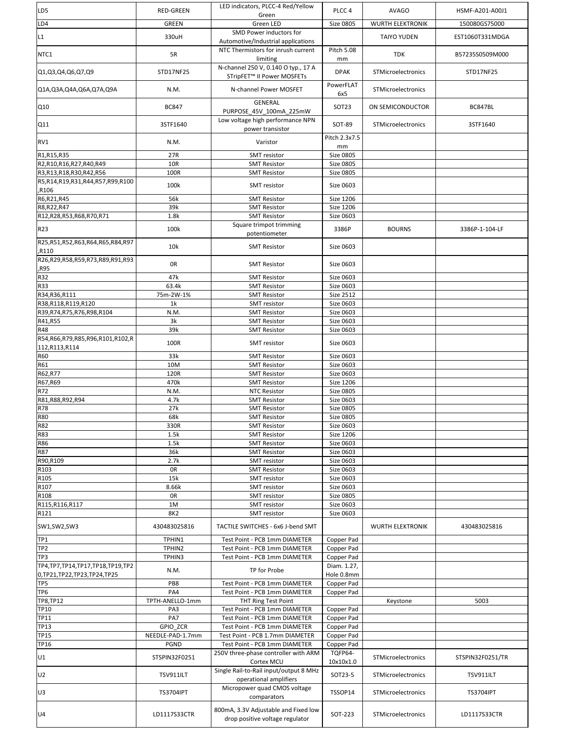| LD5 | RED-GREEN | LED indicators, PLCC-4 Red/Yellow Green | PLCC 4 | AVAGO | HSMF-A201-A00J1 |
|---|---|---|---|---|---|
| LD4 | GREEN | Green LED | Size 0805 | WURTH ELEKTRONIK | 150080GS75000 |
| L1 | 330uH | SMD Power inductors for Automotive/Industrial applications | | TAIYO YUDEN | EST1060T331MDGA |
| NTC1 | 5R | NTC Thermistors for inrush current limiting | Pitch 5.08 mm | TDK | B57235S0509M000 |
| Q1,Q3,Q4,Q6,Q7,Q9 | STD17NF25 | N-channel 250 V, 0.140 O typ., 17 A STripFET™ II Power MOSFETs | DPAK | STMicroelectronics | STD17NF25 |
| Q1A,Q3A,Q4A,Q6A,Q7A,Q9A | N.M. | N-channel Power MOSFET | PowerFLAT 6x5 | STMicroelectronics | |
| Q10 | BC847 | GENERAL PURPOSE_45V_100mA_225mW | SOT23 | ON SEMICONDUCTOR | BC847BL |
| Q11 | 3STF1640 | Low voltage high performance NPN power transistor | SOT-89 | STMicroelectronics | 3STF1640 |
| RV1 | N.M. | Varistor | Pitch 2.3x7.5 mm | | |
| R1,R15,R35 | 27R | SMT resistor | Size 0805 | | |
| R2,R10,R16,R27,R40,R49 | 10R | SMT Resistor | Size 0805 | | |
| R3,R13,R18,R30,R42,R56 | 100R | SMT Resistor | Size 0805 | | |
| R5,R14,R19,R31,R44,R57,R99,R100,R106 | 100k | SMT resistor | Size 0603 | | |
| R6,R21,R45 | 56k | SMT Resistor | Size 1206 | | |
| R8,R22,R47 | 39k | SMT Resistor | Size 1206 | | |
| R12,R28,R53,R68,R70,R71 | 1.8k | SMT Resistor | Size 0603 | | |
| R23 | 100k | Square trimpot trimming potentiometer | 3386P | BOURNS | 3386P-1-104-LF |
| R25,R51,R52,R63,R64,R65,R84,R97,R110 | 10k | SMT Resistor | Size 0603 | | |
| R26,R29,R58,R59,R73,R89,R91,R93,R95 | 0R | SMT Resistor | Size 0603 | | |
| R32 | 47k | SMT Resistor | Size 0603 | | |
| R33 | 63.4k | SMT Resistor | Size 0603 | | |
| R34,R36,R111 | 75m-2W-1% | SMT Resistor | Size 2512 | | |
| R38,R118,R119,R120 | 1k | SMT resistor | Size 0603 | | |
| R39,R74,R75,R76,R98,R104 | N.M. | SMT Resistor | Size 0603 | | |
| R41,R55 | 3k | SMT Resistor | Size 0603 | | |
| R48 | 39k | SMT Resistor | Size 0603 | | |
| R54,R66,R79,R85,R96,R101,R102,R112,R113,R114 | 100R | SMT resistor | Size 0603 | | |
| R60 | 33k | SMT Resistor | Size 0603 | | |
| R61 | 10M | SMT Resistor | Size 0603 | | |
| R62,R77 | 120R | SMT Resistor | Size 0603 | | |
| R67,R69 | 470k | SMT Resistor | Size 1206 | | |
| R72 | N.M. | NTC Resistor | Size 0805 | | |
| R81,R88,R92,R94 | 4.7k | SMT Resistor | Size 0603 | | |
| R78 | 27k | SMT Resistor | Size 0805 | | |
| R80 | 68k | SMT Resistor | Size 0805 | | |
| R82 | 330R | SMT Resistor | Size 0603 | | |
| R83 | 1.5k | SMT Resistor | Size 1206 | | |
| R86 | 1.5k | SMT Resistor | Size 0603 | | |
| R87 | 36k | SMT Resistor | Size 0603 | | |
| R90,R109 | 2.7k | SMT resistor | Size 0603 | | |
| R103 | 0R | SMT Resistor | Size 0603 | | |
| R105 | 15k | SMT resistor | Size 0603 | | |
| R107 | 8.66k | SMT resistor | Size 0603 | | |
| R108 | 0R | SMT resistor | Size 0805 | | |
| R115,R116,R117 | 1M | SMT resistor | Size 0603 | | |
| R121 | 8K2 | SMT resistor | Size 0603 | | |
| SW1,SW2,SW3 | 430483025816 | TACTILE SWITCHES - 6x6 J-bend SMT | | WURTH ELEKTRONIK | 430483025816 |
| TP1 | TPHIN1 | Test Point - PCB 1mm DIAMETER | Copper Pad | | |
| TP2 | TPHIN2 | Test Point - PCB 1mm DIAMETER | Copper Pad | | |
| TP3 | TPHIN3 | Test Point - PCB 1mm DIAMETER | Copper Pad | | |
| TP4,TP7,TP14,TP17,TP18,TP19,TP20,TP21,TP22,TP23,TP24,TP25 | N.M. | TP for Probe | Diam. 1.27, Hole 0.8mm | | |
| TP5 | PB8 | Test Point - PCB 1mm DIAMETER | Copper Pad | | |
| TP6 | PA4 | Test Point - PCB 1mm DIAMETER | Copper Pad | | |
| TP8,TP12 | TPTH-ANELLO-1mm | THT Ring Test Point | | Keystone | 5003 |
| TP10 | PA3 | Test Point - PCB 1mm DIAMETER | Copper Pad | | |
| TP11 | PA7 | Test Point - PCB 1mm DIAMETER | Copper Pad | | |
| TP13 | GPIO_ZCR | Test Point - PCB 1mm DIAMETER | Copper Pad | | |
| TP15 | NEEDLE-PAD-1.7mm | Test Point - PCB 1.7mm DIAMETER | Copper Pad | | |
| TP16 | PGND | Test Point - PCB 1mm DIAMETER | Copper Pad | | |
| U1 | STSPIN32F0251 | 250V three-phase controller with ARM Cortex MCU | TQFP64-10x10x1.0 | STMicroelectronics | STSPIN32F0251/TR |
| U2 | TSV911ILT | Single Rail-to-Rail input/output 8 MHz operational amplifiers | SOT23-5 | STMicroelectronics | TSV911ILT |
| U3 | TS3704IPT | Micropower quad CMOS voltage comparators | TSSOP14 | STMicroelectronics | TS3704IPT |
| U4 | LD1117S33CTR | 800mA, 3.3V Adjustable and Fixed low drop positive voltage regulator | SOT-223 | STMicroelectronics | LD1117S33CTR |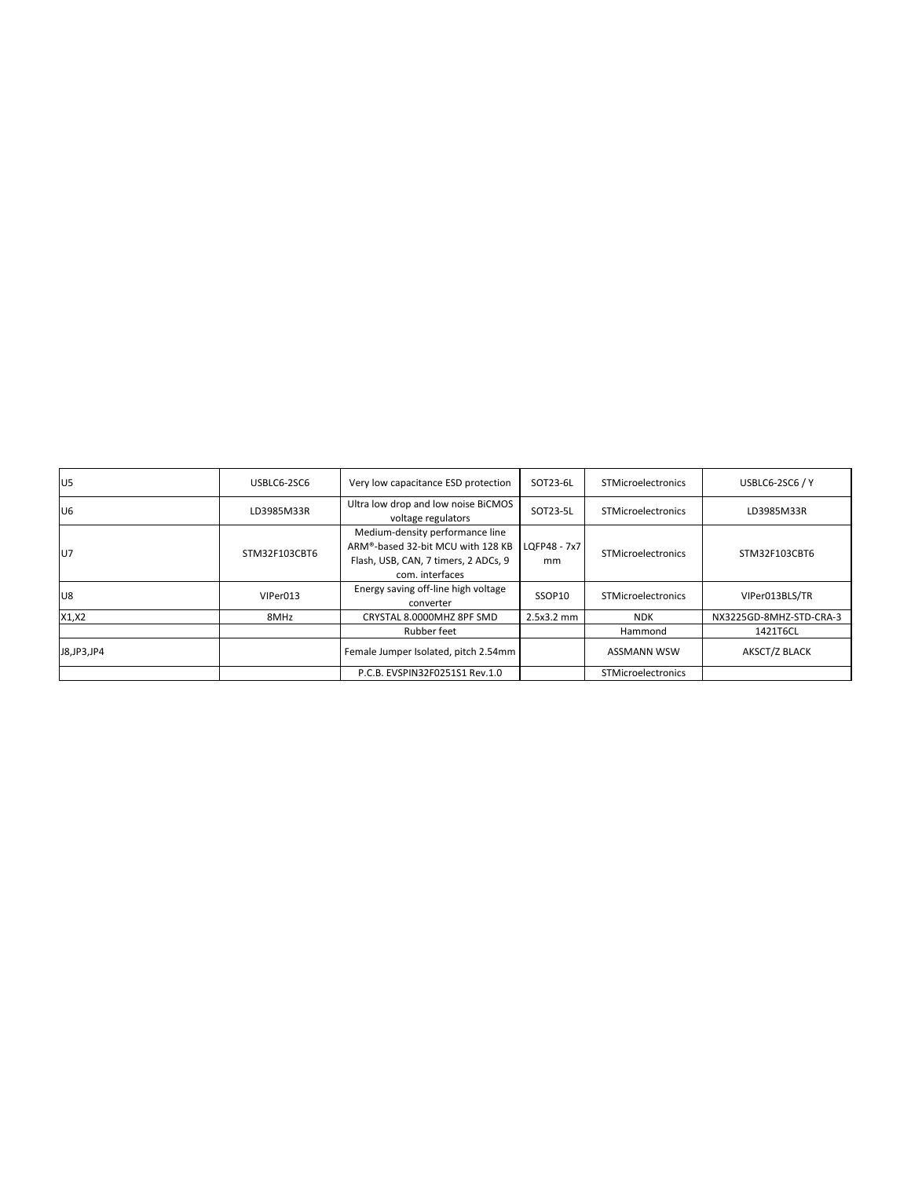| | | | | | |
|---|---|---|---|---|---|
| U5 | USBLC6-2SC6 | Very low capacitance ESD protection | SOT23-6L | STMicroelectronics | USBLC6-2SC6 / Y |
| U6 | LD3985M33R | Ultra low drop and low noise BiCMOS voltage regulators | SOT23-5L | STMicroelectronics | LD3985M33R |
| U7 | STM32F103CBT6 | Medium-density performance line ARM®-based 32-bit MCU with 128 KB Flash, USB, CAN, 7 timers, 2 ADCs, 9 com. interfaces | LQFP48 - 7x7 mm | STMicroelectronics | STM32F103CBT6 |
| U8 | VIPer013 | Energy saving off-line high voltage converter | SSOP10 | STMicroelectronics | VIPer013BLS/TR |
| X1,X2 | 8MHz | CRYSTAL 8.0000MHZ 8PF SMD | 2.5x3.2 mm | NDK | NX3225GD-8MHZ-STD-CRA-3 |
| | | Rubber feet | | Hammond | 1421T6CL |
| J8,JP3,JP4 | | Female Jumper Isolated, pitch 2.54mm | | ASSMANN WSW | AKSCT/Z BLACK |
| | | P.C.B. EVSPIN32F0251S1 Rev.1.0 | | STMicroelectronics | |